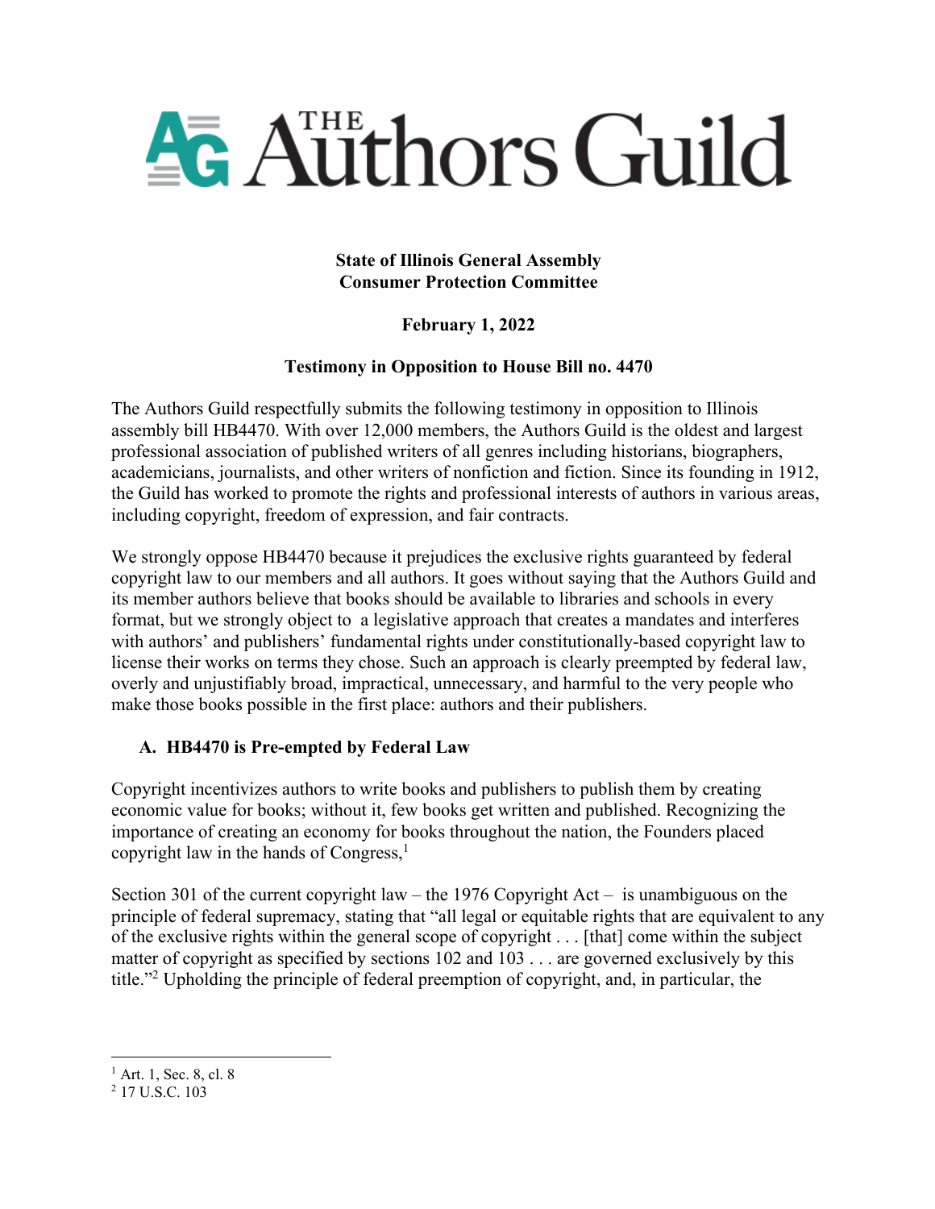# The Authors Guild

**State of Illinois General Assembly**
**Consumer Protection Committee**

**February 1, 2022**

**Testimony in Opposition to House Bill no. 4470**

The Authors Guild respectfully submits the following testimony in opposition to Illinois assembly bill HB4470. With over 12,000 members, the Authors Guild is the oldest and largest professional association of published writers of all genres including historians, biographers, academicians, journalists, and other writers of nonfiction and fiction. Since its founding in 1912, the Guild has worked to promote the rights and professional interests of authors in various areas, including copyright, freedom of expression, and fair contracts.

We strongly oppose HB4470 because it prejudices the exclusive rights guaranteed by federal copyright law to our members and all authors. It goes without saying that the Authors Guild and its member authors believe that books should be available to libraries and schools in every format, but we strongly object to a legislative approach that creates a mandates and interferes with authors' and publishers' fundamental rights under constitutionally-based copyright law to license their works on terms they chose. Such an approach is clearly preempted by federal law, overly and unjustifiably broad, impractical, unnecessary, and harmful to the very people who make those books possible in the first place: authors and their publishers.

## A. HB4470 is Pre-empted by Federal Law

Copyright incentivizes authors to write books and publishers to publish them by creating economic value for books; without it, few books get written and published. Recognizing the importance of creating an economy for books throughout the nation, the Founders placed copyright law in the hands of Congress,[1]

Section 301 of the current copyright law – the 1976 Copyright Act – is unambiguous on the principle of federal supremacy, stating that "all legal or equitable rights that are equivalent to any of the exclusive rights within the general scope of copyright . . . [that] come within the subject matter of copyright as specified by sections 102 and 103 . . . are governed exclusively by this title."[2] Upholding the principle of federal preemption of copyright, and, in particular, the

---

[1] Art. 1, Sec. 8, cl. 8

[2] 17 U.S.C. 103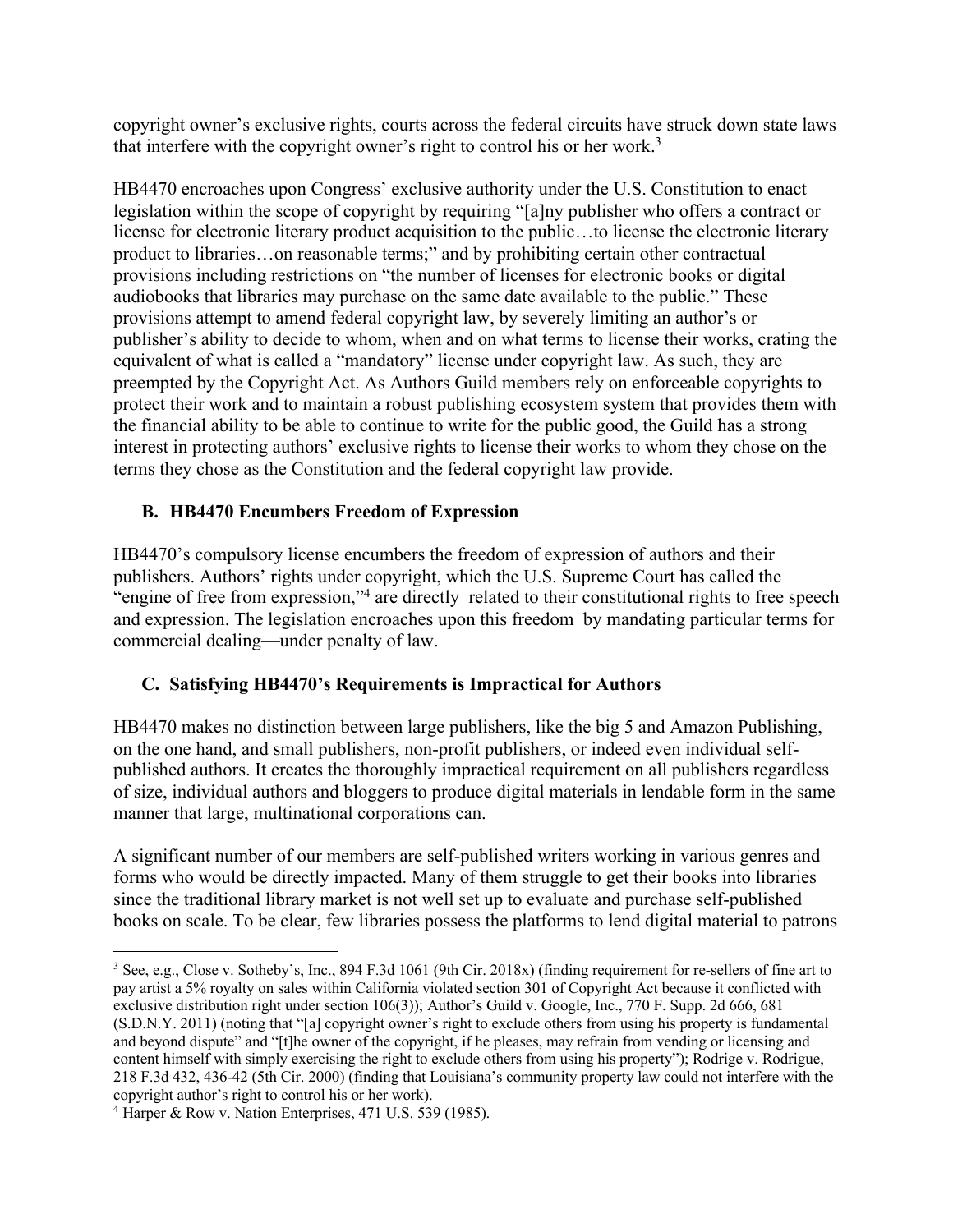copyright owner's exclusive rights, courts across the federal circuits have struck down state laws that interfere with the copyright owner's right to control his or her work.[3]

HB4470 encroaches upon Congress' exclusive authority under the U.S. Constitution to enact legislation within the scope of copyright by requiring "[a]ny publisher who offers a contract or license for electronic literary product acquisition to the public…to license the electronic literary product to libraries…on reasonable terms;" and by prohibiting certain other contractual provisions including restrictions on "the number of licenses for electronic books or digital audiobooks that libraries may purchase on the same date available to the public." These provisions attempt to amend federal copyright law, by severely limiting an author's or publisher's ability to decide to whom, when and on what terms to license their works, crating the equivalent of what is called a "mandatory" license under copyright law. As such, they are preempted by the Copyright Act. As Authors Guild members rely on enforceable copyrights to protect their work and to maintain a robust publishing ecosystem system that provides them with the financial ability to be able to continue to write for the public good, the Guild has a strong interest in protecting authors' exclusive rights to license their works to whom they chose on the terms they chose as the Constitution and the federal copyright law provide.

### B. HB4470 Encumbers Freedom of Expression

HB4470's compulsory license encumbers the freedom of expression of authors and their publishers. Authors' rights under copyright, which the U.S. Supreme Court has called the "engine of free from expression,"[4] are directly related to their constitutional rights to free speech and expression. The legislation encroaches upon this freedom by mandating particular terms for commercial dealing—under penalty of law.

### C. Satisfying HB4470's Requirements is Impractical for Authors

HB4470 makes no distinction between large publishers, like the big 5 and Amazon Publishing, on the one hand, and small publishers, non-profit publishers, or indeed even individual self-published authors. It creates the thoroughly impractical requirement on all publishers regardless of size, individual authors and bloggers to produce digital materials in lendable form in the same manner that large, multinational corporations can.

A significant number of our members are self-published writers working in various genres and forms who would be directly impacted. Many of them struggle to get their books into libraries since the traditional library market is not well set up to evaluate and purchase self-published books on scale. To be clear, few libraries possess the platforms to lend digital material to patrons

---

[3] See, e.g., Close v. Sotheby's, Inc., 894 F.3d 1061 (9th Cir. 2018x) (finding requirement for re-sellers of fine art to pay artist a 5% royalty on sales within California violated section 301 of Copyright Act because it conflicted with exclusive distribution right under section 106(3)); Author's Guild v. Google, Inc., 770 F. Supp. 2d 666, 681 (S.D.N.Y. 2011) (noting that "[a] copyright owner's right to exclude others from using his property is fundamental and beyond dispute" and "[t]he owner of the copyright, if he pleases, may refrain from vending or licensing and content himself with simply exercising the right to exclude others from using his property"); Rodrige v. Rodrigue, 218 F.3d 432, 436-42 (5th Cir. 2000) (finding that Louisiana's community property law could not interfere with the copyright author's right to control his or her work).

[4] Harper & Row v. Nation Enterprises, 471 U.S. 539 (1985).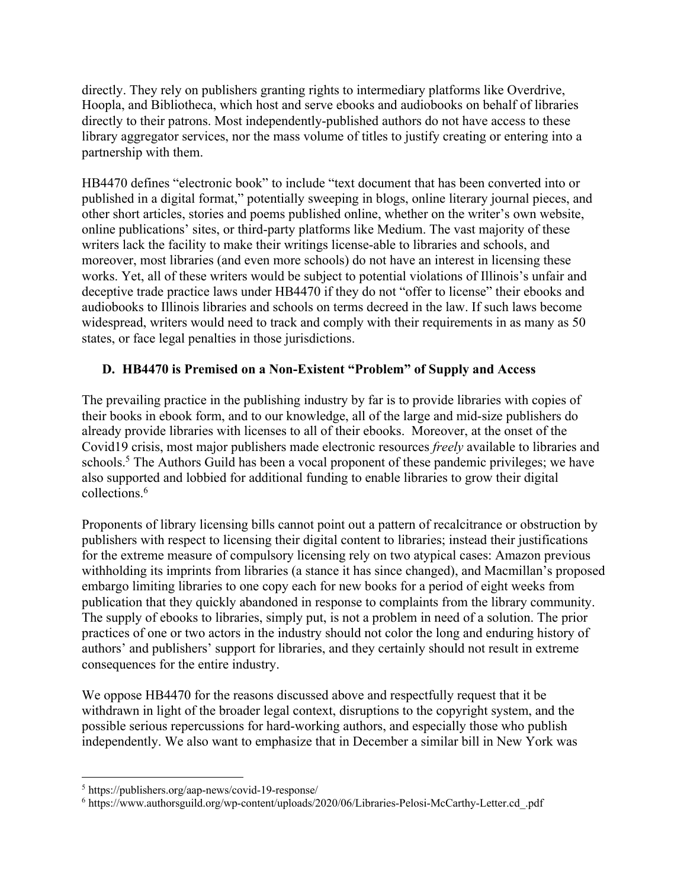directly. They rely on publishers granting rights to intermediary platforms like Overdrive, Hoopla, and Bibliotheca, which host and serve ebooks and audiobooks on behalf of libraries directly to their patrons. Most independently-published authors do not have access to these library aggregator services, nor the mass volume of titles to justify creating or entering into a partnership with them.

HB4470 defines "electronic book" to include "text document that has been converted into or published in a digital format," potentially sweeping in blogs, online literary journal pieces, and other short articles, stories and poems published online, whether on the writer's own website, online publications' sites, or third-party platforms like Medium. The vast majority of these writers lack the facility to make their writings license-able to libraries and schools, and moreover, most libraries (and even more schools) do not have an interest in licensing these works. Yet, all of these writers would be subject to potential violations of Illinois's unfair and deceptive trade practice laws under HB4470 if they do not "offer to license" their ebooks and audiobooks to Illinois libraries and schools on terms decreed in the law. If such laws become widespread, writers would need to track and comply with their requirements in as many as 50 states, or face legal penalties in those jurisdictions.

### D. HB4470 is Premised on a Non-Existent "Problem" of Supply and Access

The prevailing practice in the publishing industry by far is to provide libraries with copies of their books in ebook form, and to our knowledge, all of the large and mid-size publishers do already provide libraries with licenses to all of their ebooks. Moreover, at the onset of the Covid19 crisis, most major publishers made electronic resources *freely* available to libraries and schools.[5] The Authors Guild has been a vocal proponent of these pandemic privileges; we have also supported and lobbied for additional funding to enable libraries to grow their digital collections.[6]

Proponents of library licensing bills cannot point out a pattern of recalcitrance or obstruction by publishers with respect to licensing their digital content to libraries; instead their justifications for the extreme measure of compulsory licensing rely on two atypical cases: Amazon previous withholding its imprints from libraries (a stance it has since changed), and Macmillan's proposed embargo limiting libraries to one copy each for new books for a period of eight weeks from publication that they quickly abandoned in response to complaints from the library community. The supply of ebooks to libraries, simply put, is not a problem in need of a solution. The prior practices of one or two actors in the industry should not color the long and enduring history of authors' and publishers' support for libraries, and they certainly should not result in extreme consequences for the entire industry.

We oppose HB4470 for the reasons discussed above and respectfully request that it be withdrawn in light of the broader legal context, disruptions to the copyright system, and the possible serious repercussions for hard-working authors, and especially those who publish independently. We also want to emphasize that in December a similar bill in New York was

---

[5] https://publishers.org/aap-news/covid-19-response/

[6] https://www.authorsguild.org/wp-content/uploads/2020/06/Libraries-Pelosi-McCarthy-Letter.cd_.pdf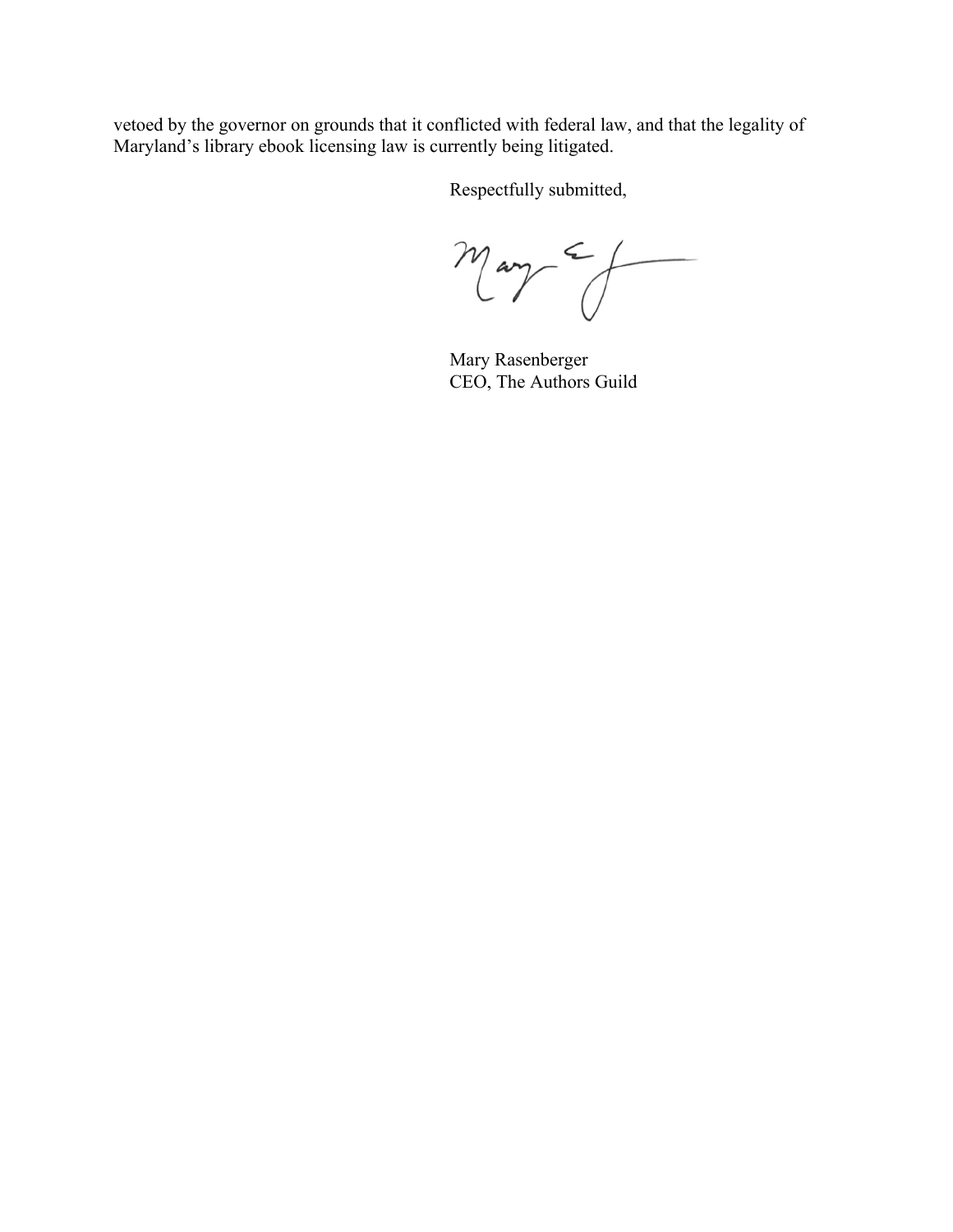vetoed by the governor on grounds that it conflicted with federal law, and that the legality of Maryland's library ebook licensing law is currently being litigated.

Respectfully submitted,

Mary Rasenberger
CEO, The Authors Guild